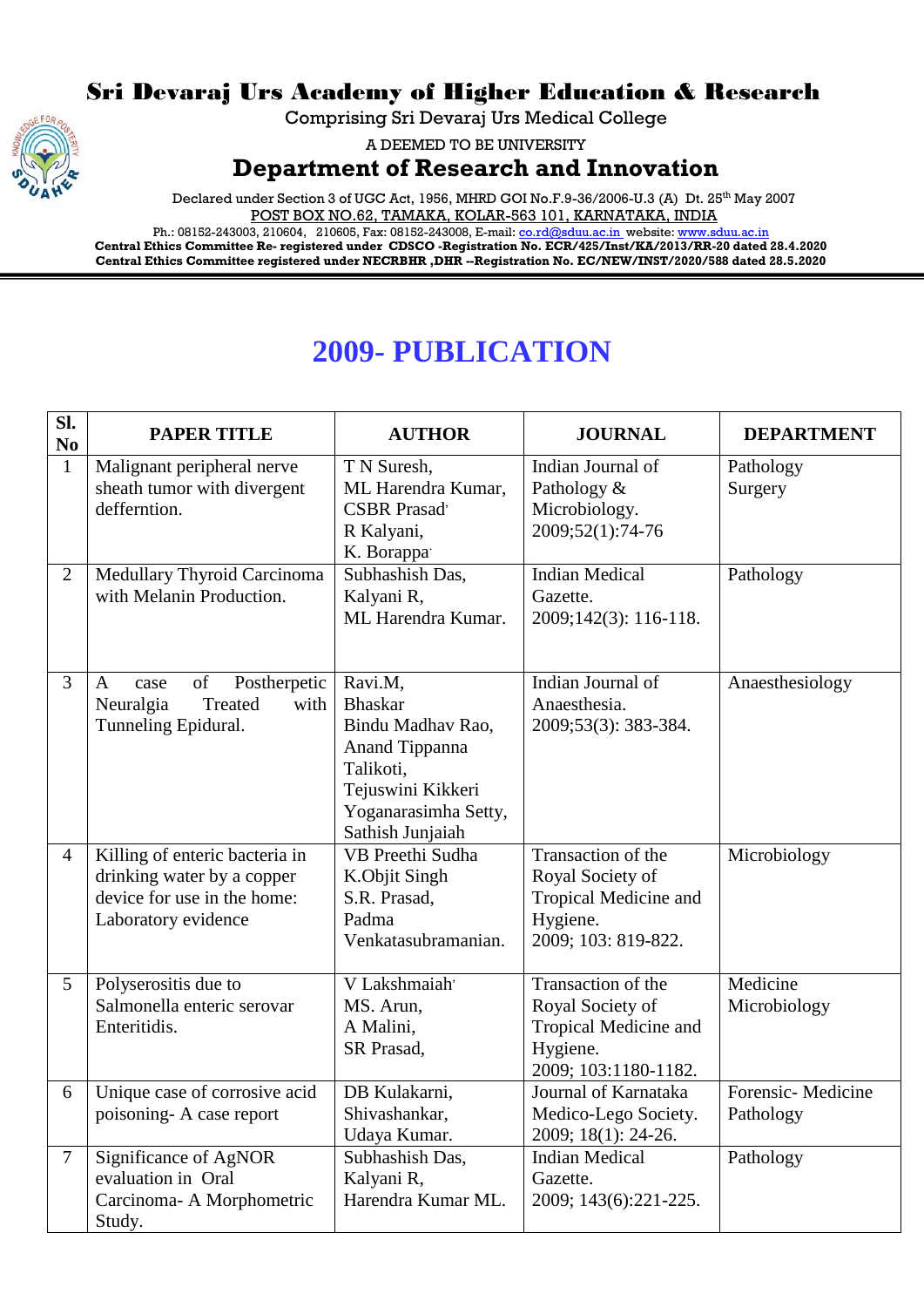# Sri Devaraj Urs Academy of Higher Education & Research

Comprising Sri Devaraj Urs Medical College

A DEEMED TO BE UNIVERSITY

## Department of Research and Innovation

Declared under Section 3 of UGC Act, 1956, MHRD GOI No.F.9-36/2006-U.3 (A) Dt. 25th May 2007

POST BOX NO.62, TAMAKA, KOLAR-563 101, KARNATAKA, INDIA

Ph.: 08152-243003, 210604, 210605, Fax: 08152-243008, E-mail: co.rd@sduu.ac.in website: www.sduu.ac.in

**Central Ethics Committee Re- registered under CDSCO -Registration No. ECR/425/Inst/KA/2013/RR-20 dated 28.4.2020**

**Central Ethics Committee registered under NECRBHR ,DHR --Registration No. EC/NEW/INST/2020/588 dated 28.5.2020**

# 2009- PUBLICATION

| Sl. No | PAPER TITLE | AUTHOR | JOURNAL | DEPARTMENT |
|---|---|---|---|---|
| 1 | Malignant peripheral nerve sheath tumor with divergent deffernt​ion. | T N Suresh, ML Harendra Kumar, CSBR Prasad, R Kalyani, K. Borappa | Indian Journal of Pathology & Microbiology. 2009;52(1):74-76 | Pathology Surgery |
| 2 | Medullary Thyroid Carcinoma with Melanin Production. | Subhashish Das, Kalyani R, ML Harendra Kumar. | Indian Medical Gazette. 2009;142(3): 116-118. | Pathology |
| 3 | A case of Postherpetic Neuralgia Treated with Tunneling Epidural. | Ravi.M, Bhaskar Bindu Madhav Rao, Anand Tippanna Talikoti, Tejuswini Kikkeri Yoganarasimha Setty, Sathish Junjaiah | Indian Journal of Anaesthesia. 2009;53(3): 383-384. | Anaesthesiology |
| 4 | Killing of enteric bacteria in drinking water by a copper device for use in the home: Laboratory evidence | VB Preethi Sudha K.Objit Singh S.R. Prasad, Padma Venkatasubramanian. | Transaction of the Royal Society of Tropical Medicine and Hygiene. 2009; 103: 819-822. | Microbiology |
| 5 | Polyserositis due to Salmonella enteric serovar Enteritidis. | V Lakshmaiah, MS. Arun, A Malini, SR Prasad, | Transaction of the Royal Society of Tropical Medicine and Hygiene. 2009; 103:1180-1182. | Medicine Microbiology |
| 6 | Unique case of corrosive acid poisoning- A case report | DB Kulakarni, Shivashankar, Udaya Kumar. | Journal of Karnataka Medico-Lego Society. 2009; 18(1): 24-26. | Forensic- Medicine Pathology |
| 7 | Significance of AgNOR evaluation in Oral Carcinoma- A Morphometric Study. | Subhashish Das, Kalyani R, Harendra Kumar ML. | Indian Medical Gazette. 2009; 143(6):221-225. | Pathology |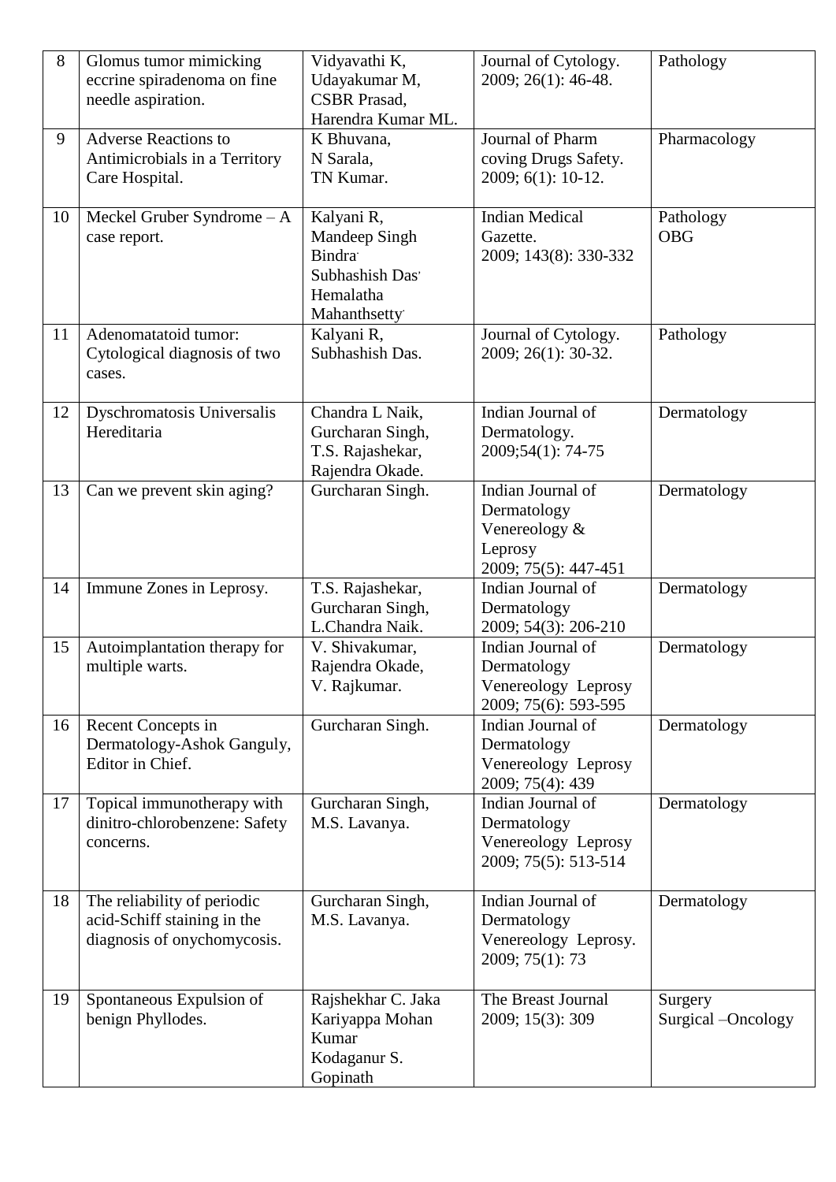| 8 | Glomus tumor mimicking eccrine spiradenoma on fine needle aspiration. | Vidyavathi K, Udayakumar M, CSBR Prasad, Harendra Kumar ML. | Journal of Cytology. 2009; 26(1): 46-48. | Pathology |
|---|---|---|---|---|
| 9 | Adverse Reactions to Antimicrobials in a Territory Care Hospital. | K Bhuvana, N Sarala, TN Kumar. | Journal of Pharm coving Drugs Safety. 2009; 6(1): 10-12. | Pharmacology |
| 10 | Meckel Gruber Syndrome – A case report. | Kalyani R, Mandeep Singh Bindra, Subhashish Das, Hemalatha Mahanthsetty. | Indian Medical Gazette. 2009; 143(8): 330-332 | Pathology OBG |
| 11 | Adenomatatoid tumor: Cytological diagnosis of two cases. | Kalyani R, Subhashish Das. | Journal of Cytology. 2009; 26(1): 30-32. | Pathology |
| 12 | Dyschromatosis Universalis Hereditaria | Chandra L Naik, Gurcharan Singh, T.S. Rajashekar, Rajendra Okade. | Indian Journal of Dermatology. 2009;54(1): 74-75 | Dermatology |
| 13 | Can we prevent skin aging? | Gurcharan Singh. | Indian Journal of Dermatology Venereology & Leprosy 2009; 75(5): 447-451 | Dermatology |
| 14 | Immune Zones in Leprosy. | T.S. Rajashekar, Gurcharan Singh, L.Chandra Naik. | Indian Journal of Dermatology 2009; 54(3): 206-210 | Dermatology |
| 15 | Autoimplantation therapy for multiple warts. | V. Shivakumar, Rajendra Okade, V. Rajkumar. | Indian Journal of Dermatology Venereology Leprosy 2009; 75(6): 593-595 | Dermatology |
| 16 | Recent Concepts in Dermatology-Ashok Ganguly, Editor in Chief. | Gurcharan Singh. | Indian Journal of Dermatology Venereology Leprosy 2009; 75(4): 439 | Dermatology |
| 17 | Topical immunotherapy with dinitro-chlorobenzene: Safety concerns. | Gurcharan Singh, M.S. Lavanya. | Indian Journal of Dermatology Venereology Leprosy 2009; 75(5): 513-514 | Dermatology |
| 18 | The reliability of periodic acid-Schiff staining in the diagnosis of onychomycosis. | Gurcharan Singh, M.S. Lavanya. | Indian Journal of Dermatology Venereology Leprosy. 2009; 75(1): 73 | Dermatology |
| 19 | Spontaneous Expulsion of benign Phyllodes. | Rajshekhar C. Jaka Kariyappa Mohan Kumar Kodaganur S. Gopinath | The Breast Journal 2009; 15(3): 309 | Surgery Surgical –Oncology |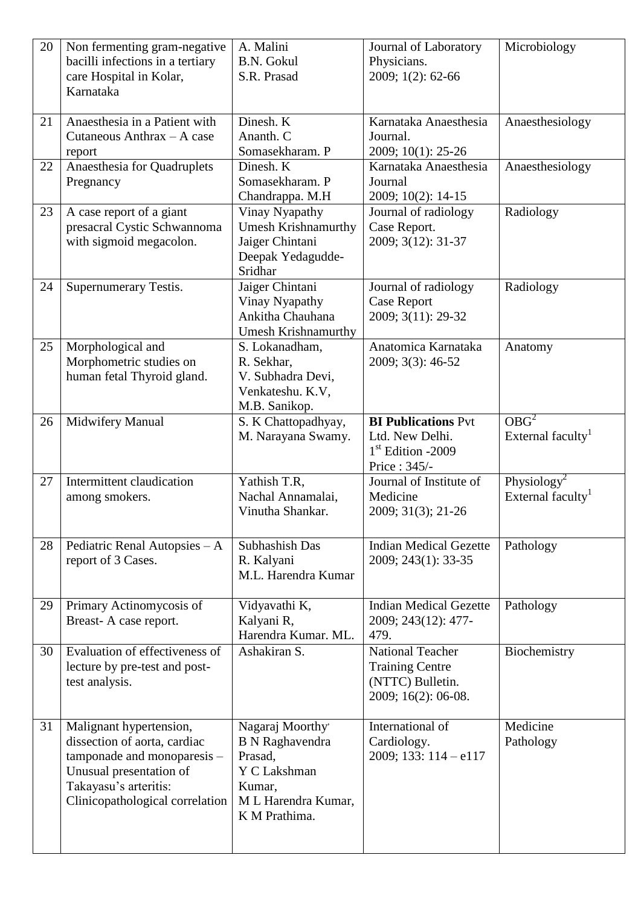| 20 | Non fermenting gram-negative bacilli infections in a tertiary care Hospital in Kolar, Karnataka | A. Malini<br>B.N. Gokul<br>S.R. Prasad | Journal of Laboratory Physicians.<br>2009; 1(2): 62-66 | Microbiology |
|---|---|---|---|---|
| 21 | Anaesthesia in a Patient with Cutaneous Anthrax – A case report | Dinesh. K<br>Ananth. C<br>Somasekharam. P | Karnataka Anaesthesia Journal.<br>2009; 10(1): 25-26 | Anaesthesiology |
| 22 | Anaesthesia for Quadruplets Pregnancy | Dinesh. K<br>Somasekharam. P<br>Chandrappa. M.H | Karnataka Anaesthesia Journal<br>2009; 10(2): 14-15 | Anaesthesiology |
| 23 | A case report of a giant presacral Cystic Schwannoma with sigmoid megacolon. | Vinay Nyapathy<br>Umesh Krishnamurthy<br>Jaiger Chintani<br>Deepak Yedagudde-Sridhar | Journal of radiology Case Report.<br>2009; 3(12): 31-37 | Radiology |
| 24 | Supernumerary Testis. | Jaiger Chintani<br>Vinay Nyapathy<br>Ankitha Chauhana<br>Umesh Krishnamurthy | Journal of radiology Case Report<br>2009; 3(11): 29-32 | Radiology |
| 25 | Morphological and Morphometric studies on human fetal Thyroid gland. | S. Lokanadham,<br>R. Sekhar,<br>V. Subhadra Devi,<br>Venkateshu. K.V,<br>M.B. Sanikop. | Anatomica Karnataka<br>2009; 3(3): 46-52 | Anatomy |
| 26 | Midwifery Manual | S. K Chattopadhyay,<br>M. Narayana Swamy. | **BI Publications** Pvt Ltd. New Delhi.<br>1st Edition -2009<br>Price : 345/- | OBG[2]<br>External faculty[1] |
| 27 | Intermittent claudication among smokers. | Yathish T.R,<br>Nachal Annamalai,<br>Vinutha Shankar. | Journal of Institute of Medicine<br>2009; 31(3); 21-26 | Physiology[2]<br>External faculty[1] |
| 28 | Pediatric Renal Autopsies – A report of 3 Cases. | Subhashish Das<br>R. Kalyani<br>M.L. Harendra Kumar | Indian Medical Gezette<br>2009; 243(1): 33-35 | Pathology |
| 29 | Primary Actinomycosis of Breast- A case report. | Vidyavathi K,<br>Kalyani R,<br>Harendra Kumar. ML. | Indian Medical Gezette<br>2009; 243(12): 477-479. | Pathology |
| 30 | Evaluation of effectiveness of lecture by pre-test and post-test analysis. | Ashakiran S. | National Teacher Training Centre (NTTC) Bulletin.<br>2009; 16(2): 06-08. | Biochemistry |
| 31 | Malignant hypertension, dissection of aorta, cardiac tamponade and monoparesis – Unusual presentation of Takayasu's arteritis: Clinicopathological correlation | Nagaraj Moorthy,<br>B N Raghavendra Prasad,<br>Y C Lakshman Kumar,<br>M L Harendra Kumar,<br>K M Prathima. | International of Cardiology.<br>2009; 133: 114 – e117 | Medicine<br>Pathology |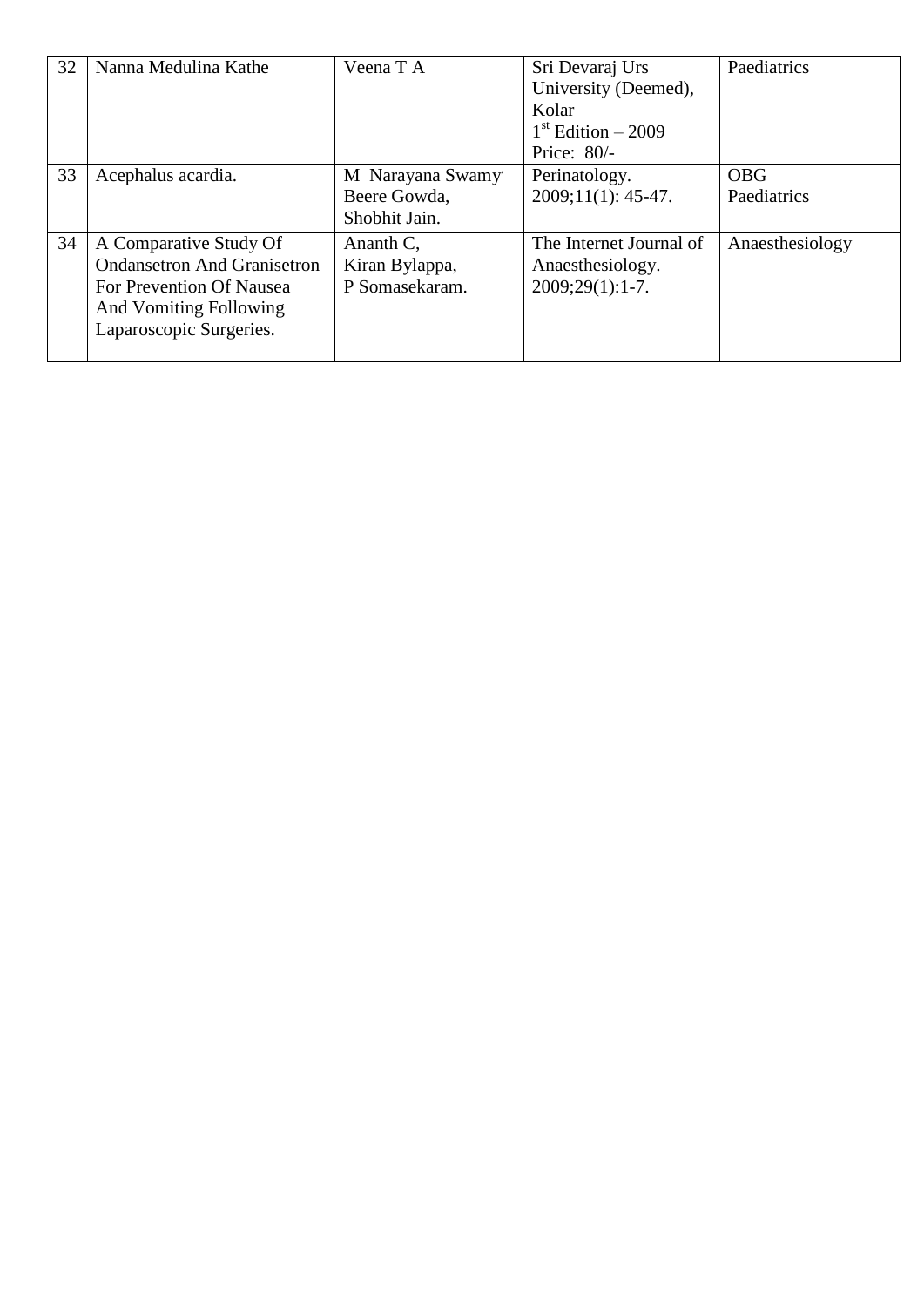| | | | | |
|---|---|---|---|---|
| 32 | Nanna Medulina Kathe | Veena T A | Sri Devaraj Urs University (Deemed), Kolar 1st Edition – 2009 Price: 80/- | Paediatrics |
| 33 | Acephalus acardia. | M Narayana Swamy, Beere Gowda, Shobhit Jain. | Perinatology. 2009;11(1): 45-47. | OBG Paediatrics |
| 34 | A Comparative Study Of Ondansetron And Granisetron For Prevention Of Nausea And Vomiting Following Laparoscopic Surgeries. | Ananth C, Kiran Bylappa, P Somasekaram. | The Internet Journal of Anaesthesiology. 2009;29(1):1-7. | Anaesthesiology |